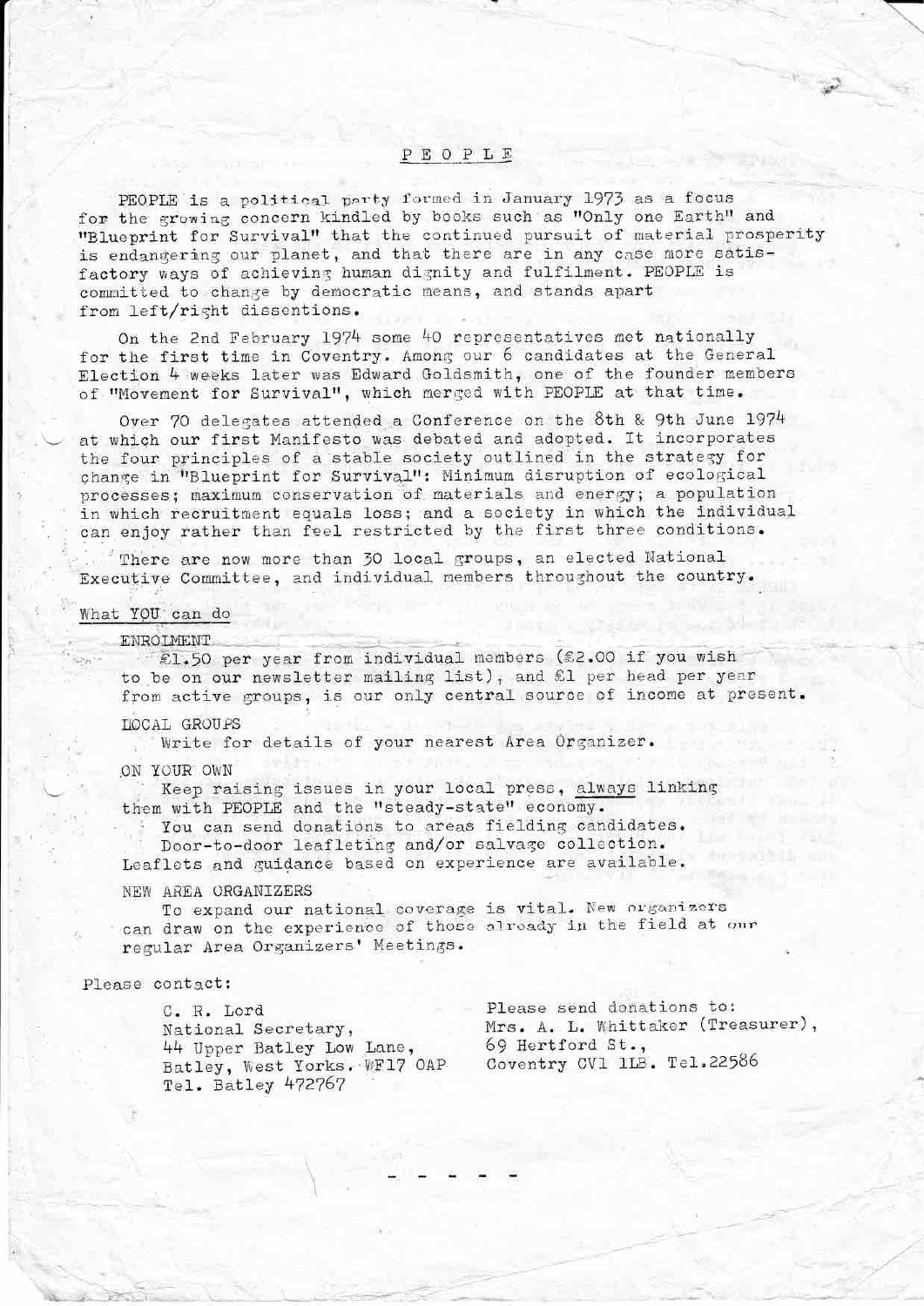# P E O P L E

PEOPLE is a political party formed in January 1973 as a focus for the growing concern kindled by books such as "Only one Earth" and "Blueprint for Survival" that the continued pursuit of material prosperity is endangering our planet, and that there are in any case more satisfactory ways of achieving human dignity and fulfilment. PEOPLE is committed to change by democratic means, and stands apart from left/right dissentions.

On the 2nd February 1974 some 40 representatives met nationally for the first time in Coventry. Among our 6 candidates at the General Election 4 weeks later was Edward Goldsmith, one of the founder members of "Movement for Survival", which merged with PEOPLE at that time.

Over 70 delegates attended a Conference on the 8th & 9th June 1974 at which our first Manifesto was debated and adopted. It incorporates the four principles of a stable society outlined in the strategy for change in "Blueprint for Survival": Minimum disruption of ecological processes; maximum conservation of materials and energy; a population in which recruitment equals loss; and a society in which the individual can enjoy rather than feel restricted by the first three conditions.

There are now more than 30 local groups, an elected National Executive Committee, and individual members throughout the country.

## What YOU can do

ENROLMENT

£1.50 per year from individual members (£2.00 if you wish to be on our newsletter mailing list), and £1 per head per year from active groups, is our only central source of income at present.

LOCAL GROUPS

Write for details of your nearest Area Organizer.

ON YOUR OWN

Keep raising issues in your local press, always linking them with PEOPLE and the "steady-state" economy.

You can send donations to areas fielding candidates.

Door-to-door leafleting and/or salvage collection.

Leaflets and guidance based on experience are available.

NEW AREA ORGANIZERS

To expand our national coverage is vital. New organizers can draw on the experience of those already in the field at our regular Area Organizers' Meetings.

Please contact:

C. R. Lord
National Secretary,
44 Upper Batley Low Lane,
Batley, West Yorks. WF17 OAP
Tel. Batley 472767

Please send donations to:
Mrs. A. L. Whittaker (Treasurer),
69 Hertford St.,
Coventry CV1 1LB. Tel.22586

\- - - - -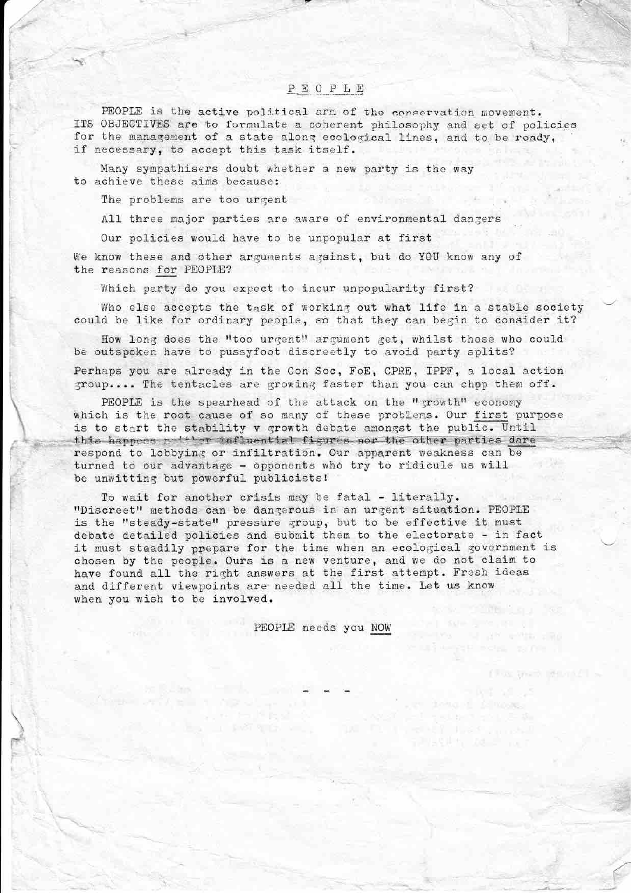# PEOPLE

PEOPLE is the active political arm of the conservation movement. ITS OBJECTIVES are to formulate a coherent philosophy and set of policies for the management of a state along ecological lines, and to be ready, if necessary, to accept this task itself.

Many sympathisers doubt whether a new party is the way to achieve these aims because:

The problems are too urgent

All three major parties are aware of environmental dangers

Our policies would have to be unpopular at first

We know these and other arguments against, but do YOU know any of the reasons <u>for</u> PEOPLE?

Which party do you expect to incur unpopularity first?

Who else accepts the task of working out what life in a stable society could be like for ordinary people, so that they can begin to consider it?

How long does the "too urgent" argument get, whilst those who could be outspoken have to pussyfoot discreetly to avoid party splits?

Perhaps you are already in the Con Soc, FoE, CPRE, IPPF, a local action group.... The tentacles are growing faster than you can chop them off.

PEOPLE is the spearhead of the attack on the "growth" economy which is the root cause of so many of these problems. Our <u>first</u> purpose is to start the stability v growth debate amongst the public. Until this happens neither influential figures nor the other parties <u>dare</u> respond to lobbying or infiltration. Our apparent weakness can be turned to our advantage - opponents who try to ridicule us will be unwitting but powerful publicists!

To wait for another crisis may be fatal - literally. "Discreet" methods can be dangerous in an urgent situation. PEOPLE is the "steady-state" pressure group, but to be effective it must debate detailed policies and submit them to the electorate - in fact it must steadily prepare for the time when an ecological government is chosen by the people. Ours is a new venture, and we do not claim to have found all the right answers at the first attempt. Fresh ideas and different viewpoints are needed all the time. Let us know when you wish to be involved.

PEOPLE needs you <u>NOW</u>

\- - -